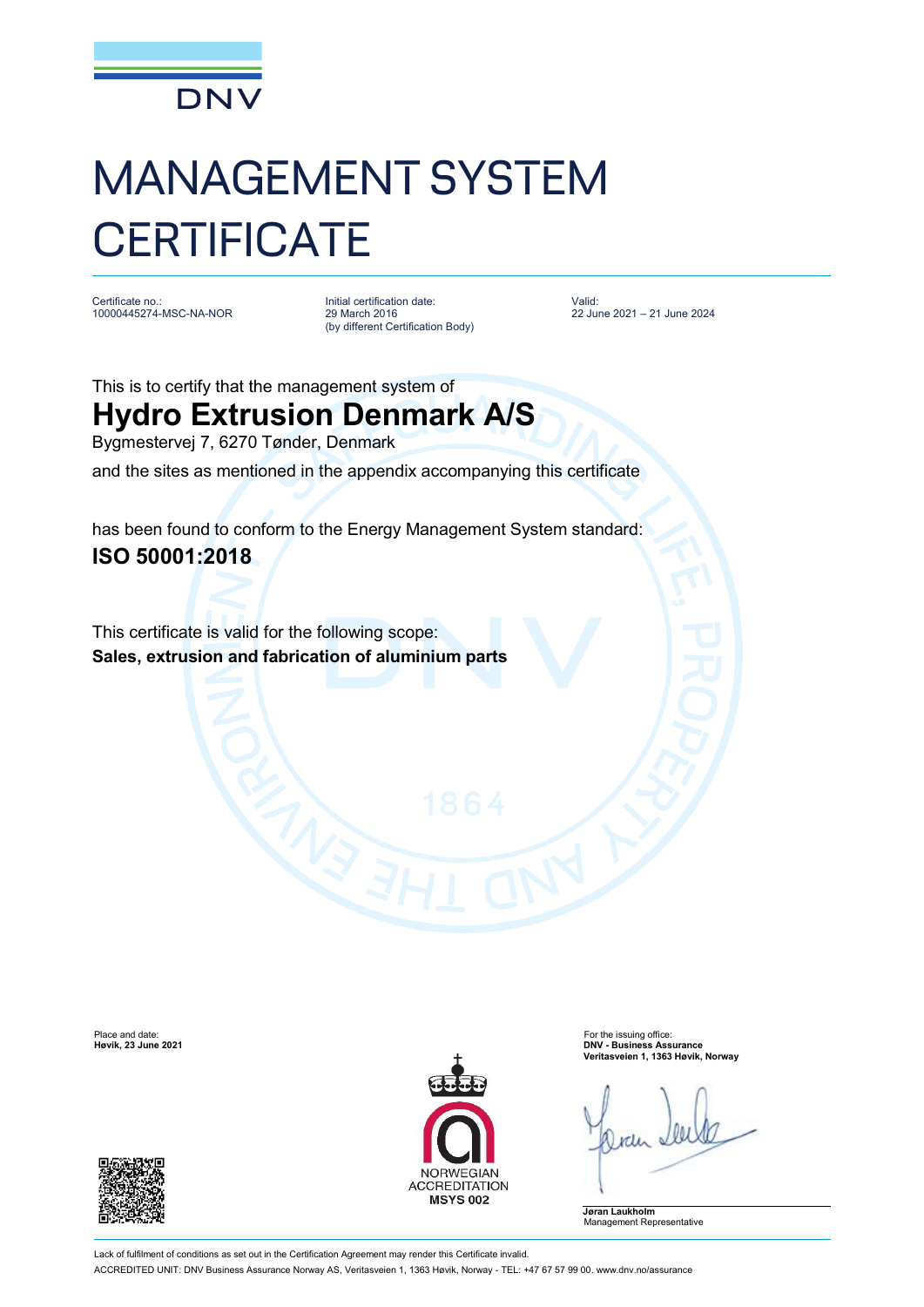DNV

# MANAGEMENT SYSTEM CERTIFICATE

Certificate no.:
10000445274-MSC-NA-NOR

Initial certification date:
29 March 2016
(by different Certification Body)

Valid:
22 June 2021 – 21 June 2024

This is to certify that the management system of

## Hydro Extrusion Denmark A/S

Bygmestervej 7, 6270 Tønder, Denmark

and the sites as mentioned in the appendix accompanying this certificate

has been found to conform to the Energy Management System standard:

**ISO 50001:2018**

This certificate is valid for the following scope:

**Sales, extrusion and fabrication of aluminium parts**

Place and date:
**Høvik, 23 June 2021**

NORWEGIAN ACCREDITATION
**MSYS 002**

For the issuing office:
**DNV - Business Assurance**
**Veritasveien 1, 1363 Høvik, Norway**

**Jøran Laukholm**
Management Representative

Lack of fulfilment of conditions as set out in the Certification Agreement may render this Certificate invalid.

ACCREDITED UNIT: DNV Business Assurance Norway AS, Veritasveien 1, 1363 Høvik, Norway - TEL: +47 67 57 99 00. www.dnv.no/assurance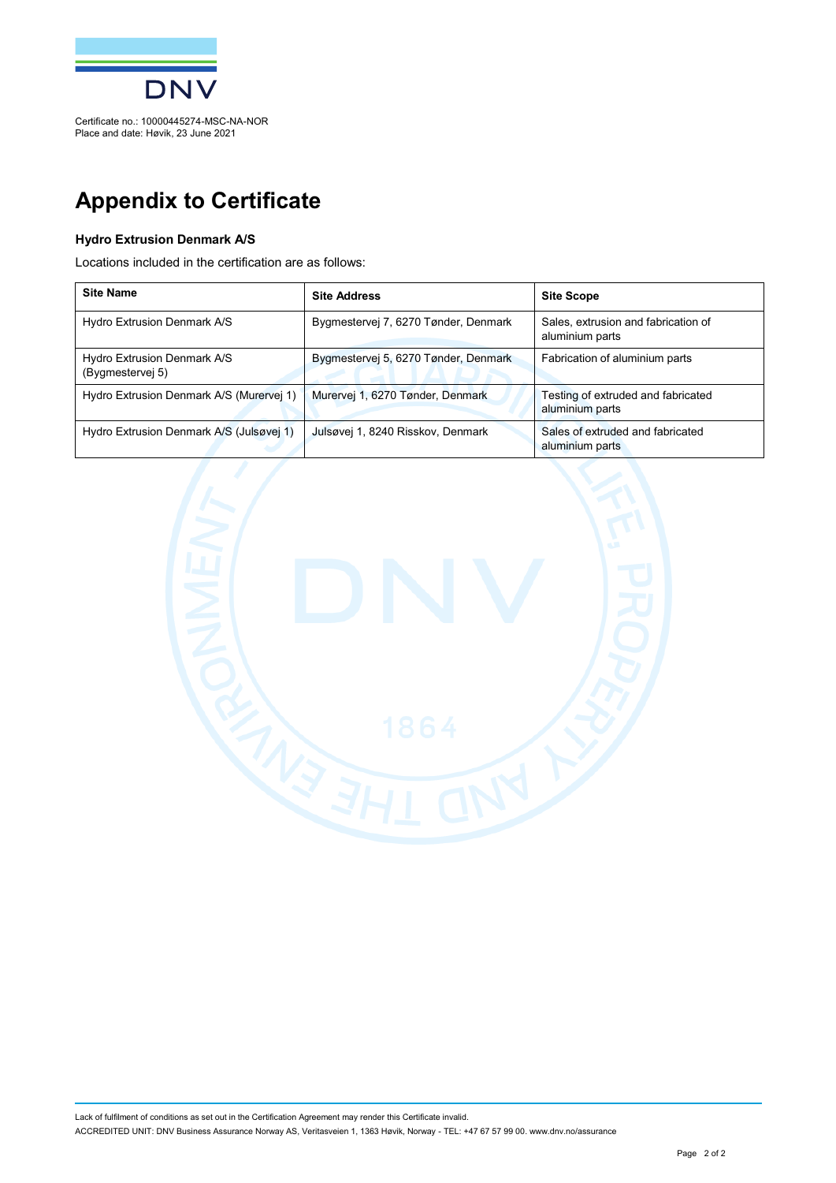Certificate no.: 10000445274-MSC-NA-NOR
Place and date: Høvik, 23 June 2021

# Appendix to Certificate

### Hydro Extrusion Denmark A/S

Locations included in the certification are as follows:

| Site Name | Site Address | Site Scope |
|---|---|---|
| Hydro Extrusion Denmark A/S | Bygmestervej 7, 6270 Tønder, Denmark | Sales, extrusion and fabrication of aluminium parts |
| Hydro Extrusion Denmark A/S (Bygmestervej 5) | Bygmestervej 5, 6270 Tønder, Denmark | Fabrication of aluminium parts |
| Hydro Extrusion Denmark A/S (Murervej 1) | Murervej 1, 6270 Tønder, Denmark | Testing of extruded and fabricated aluminium parts |
| Hydro Extrusion Denmark A/S (Julsøvej 1) | Julsøvej 1, 8240 Risskov, Denmark | Sales of extruded and fabricated aluminium parts |

Lack of fulfilment of conditions as set out in the Certification Agreement may render this Certificate invalid.

ACCREDITED UNIT: DNV Business Assurance Norway AS, Veritasveien 1, 1363 Høvik, Norway - TEL: +47 67 57 99 00. www.dnv.no/assurance